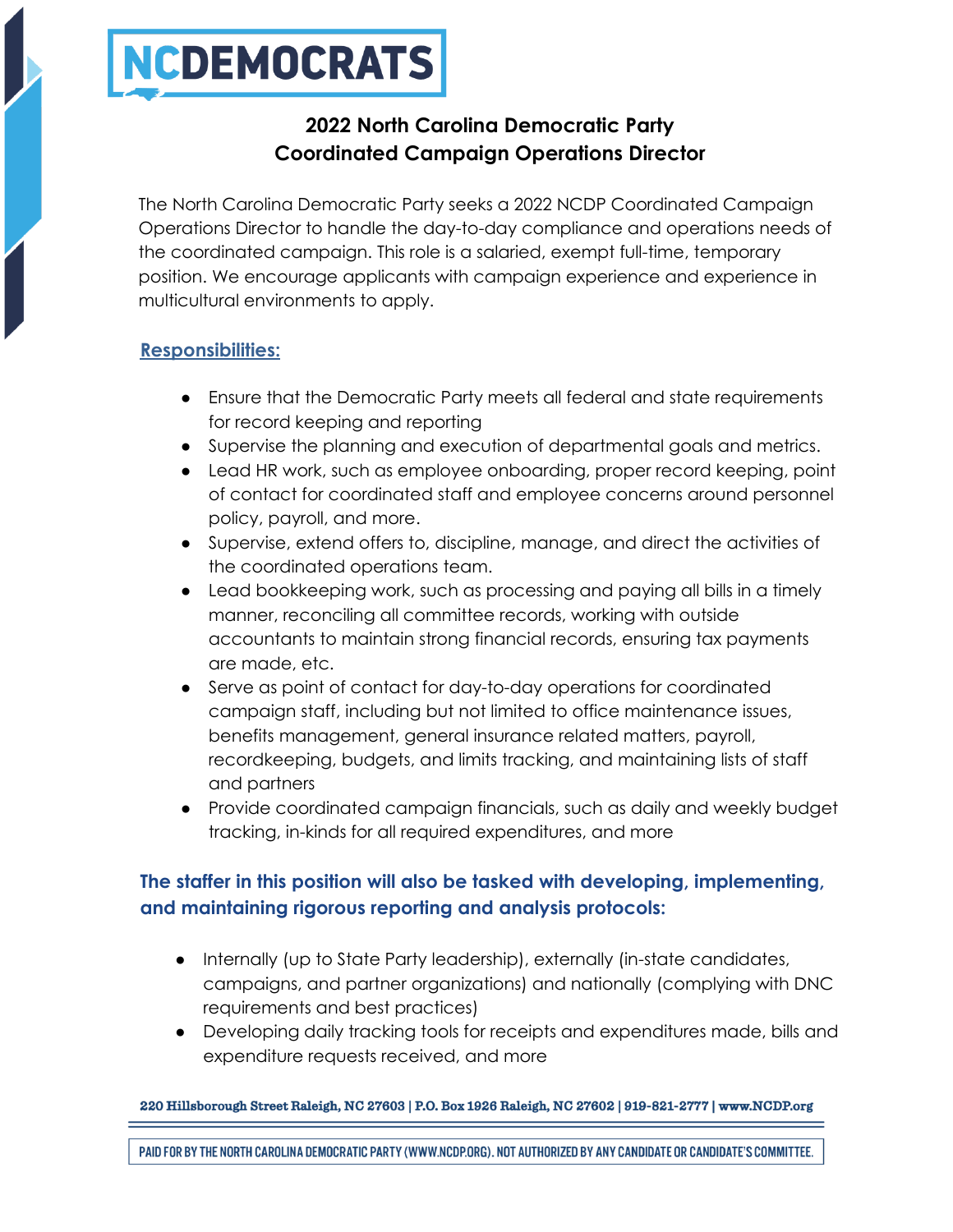NCDEMOCRATS

# 2022 North Carolina Democratic Party Coordinated Campaign Operations Director

The North Carolina Democratic Party seeks a 2022 NCDP Coordinated Campaign Operations Director to handle the day-to-day compliance and operations needs of the coordinated campaign. This role is a salaried, exempt full-time, temporary position. We encourage applicants with campaign experience and experience in multicultural environments to apply.

## Responsibilities:

- Ensure that the Democratic Party meets all federal and state requirements for record keeping and reporting
- Supervise the planning and execution of departmental goals and metrics.
- Lead HR work, such as employee onboarding, proper record keeping, point of contact for coordinated staff and employee concerns around personnel policy, payroll, and more.
- Supervise, extend offers to, discipline, manage, and direct the activities of the coordinated operations team.
- Lead bookkeeping work, such as processing and paying all bills in a timely manner, reconciling all committee records, working with outside accountants to maintain strong financial records, ensuring tax payments are made, etc.
- Serve as point of contact for day-to-day operations for coordinated campaign staff, including but not limited to office maintenance issues, benefits management, general insurance related matters, payroll, recordkeeping, budgets, and limits tracking, and maintaining lists of staff and partners
- Provide coordinated campaign financials, such as daily and weekly budget tracking, in-kinds for all required expenditures, and more

## The staffer in this position will also be tasked with developing, implementing, and maintaining rigorous reporting and analysis protocols:

- Internally (up to State Party leadership), externally (in-state candidates, campaigns, and partner organizations) and nationally (complying with DNC requirements and best practices)
- Developing daily tracking tools for receipts and expenditures made, bills and expenditure requests received, and more

220 Hillsborough Street Raleigh, NC 27603 | P.O. Box 1926 Raleigh, NC 27602 | 919-821-2777 | www.NCDP.org

PAID FOR BY THE NORTH CAROLINA DEMOCRATIC PARTY (WWW.NCDP.ORG). NOT AUTHORIZED BY ANY CANDIDATE OR CANDIDATE'S COMMITTEE.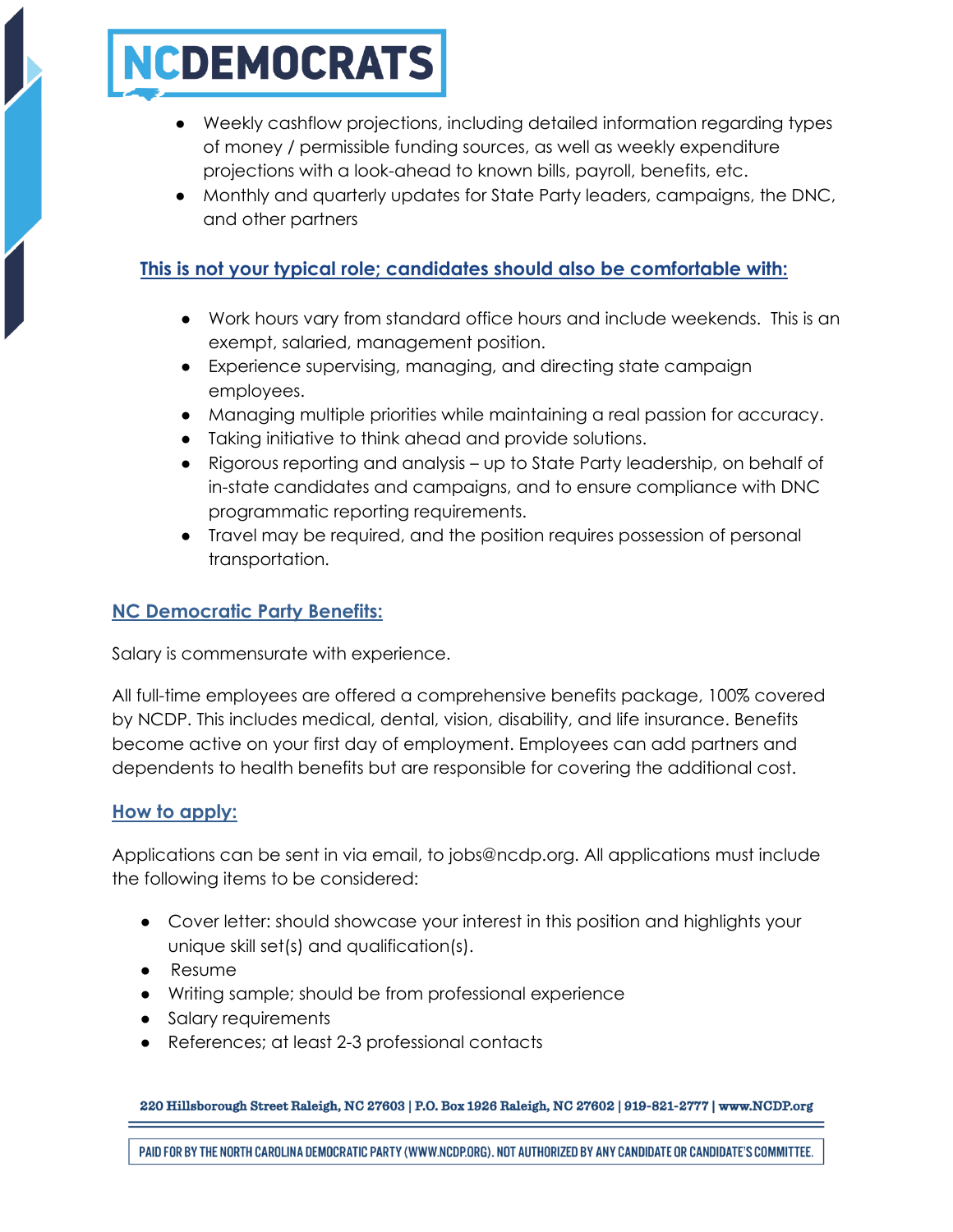- Weekly cashflow projections, including detailed information regarding types of money / permissible funding sources, as well as weekly expenditure projections with a look-ahead to known bills, payroll, benefits, etc.
- Monthly and quarterly updates for State Party leaders, campaigns, the DNC, and other partners

## This is not your typical role; candidates should also be comfortable with:

- Work hours vary from standard office hours and include weekends. This is an exempt, salaried, management position.
- Experience supervising, managing, and directing state campaign employees.
- Managing multiple priorities while maintaining a real passion for accuracy.
- Taking initiative to think ahead and provide solutions.
- Rigorous reporting and analysis – up to State Party leadership, on behalf of in-state candidates and campaigns, and to ensure compliance with DNC programmatic reporting requirements.
- Travel may be required, and the position requires possession of personal transportation.

## NC Democratic Party Benefits:

Salary is commensurate with experience.

All full-time employees are offered a comprehensive benefits package, 100% covered by NCDP. This includes medical, dental, vision, disability, and life insurance. Benefits become active on your first day of employment. Employees can add partners and dependents to health benefits but are responsible for covering the additional cost.

## How to apply:

Applications can be sent in via email, to jobs@ncdp.org. All applications must include the following items to be considered:

- Cover letter: should showcase your interest in this position and highlights your unique skill set(s) and qualification(s).
- Resume
- Writing sample; should be from professional experience
- Salary requirements
- References; at least 2-3 professional contacts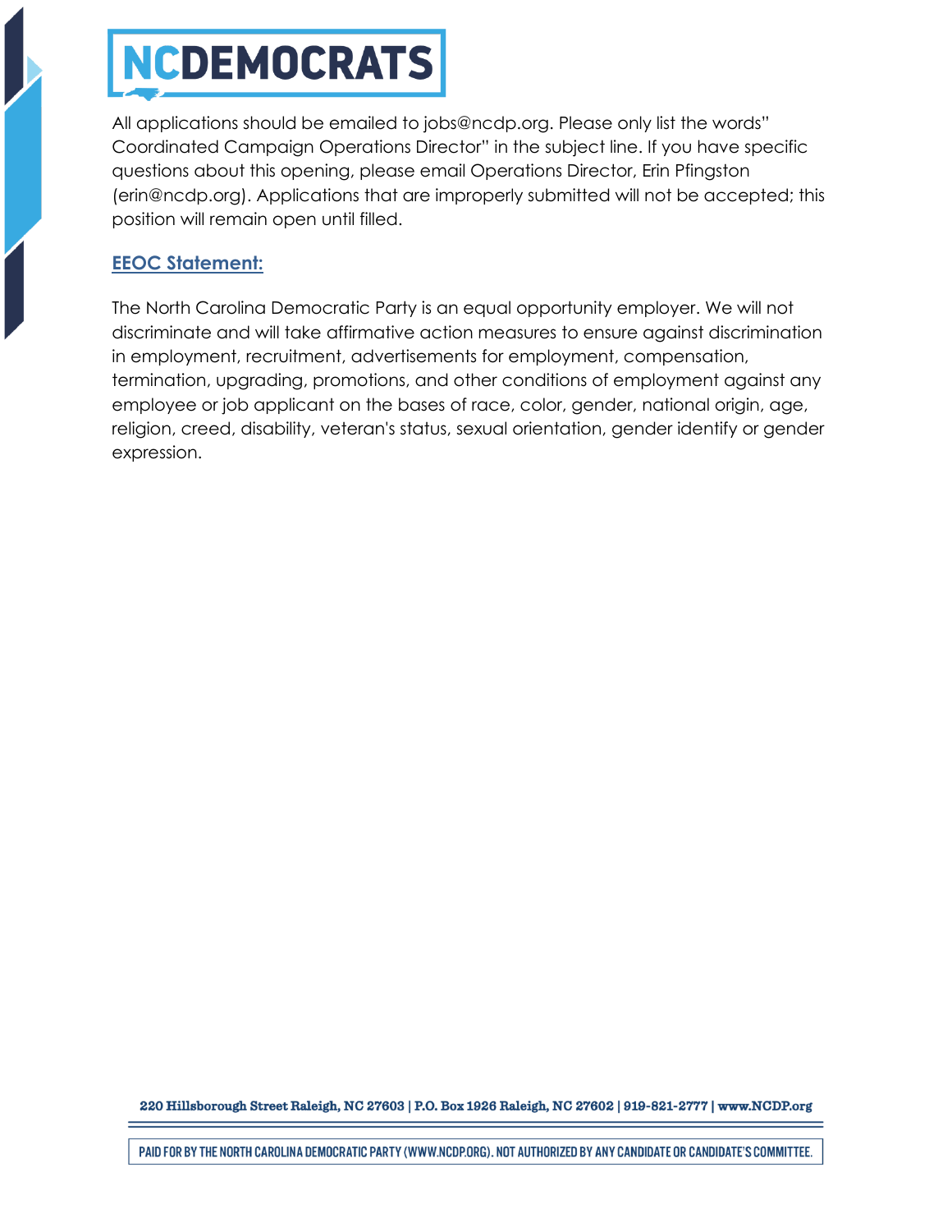All applications should be emailed to jobs@ncdp.org. Please only list the words" Coordinated Campaign Operations Director" in the subject line. If you have specific questions about this opening, please email Operations Director, Erin Pfingston (erin@ncdp.org). Applications that are improperly submitted will not be accepted; this position will remain open until filled.

## EEOC Statement:

The North Carolina Democratic Party is an equal opportunity employer. We will not discriminate and will take affirmative action measures to ensure against discrimination in employment, recruitment, advertisements for employment, compensation, termination, upgrading, promotions, and other conditions of employment against any employee or job applicant on the bases of race, color, gender, national origin, age, religion, creed, disability, veteran's status, sexual orientation, gender identify or gender expression.